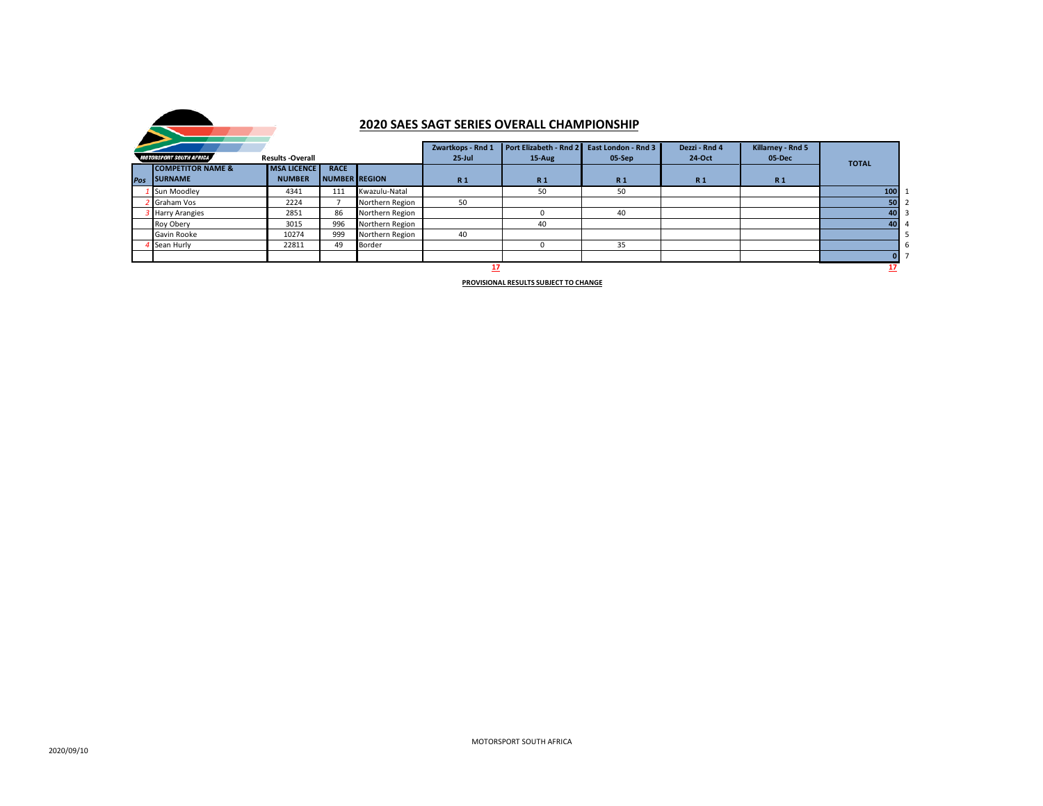## 2020 SAES SAGT SERIES OVERALL CHAMPIONSHIP

Results -Overall

| Pos | COMPETITOR NAME & SURNAME | MSA LICENCE NUMBER | RACE NUMBER | REGION | Zwartkops - Rnd 1 25-Jul R 1 | Port Elizabeth - Rnd 2 15-Aug R 1 | East London - Rnd 3 05-Sep R 1 | Dezzi - Rnd 4 24-Oct R 1 | Killarney - Rnd 5 05-Dec R 1 | TOTAL | |
|---|---|---|---|---|---|---|---|---|---|---|---|
| 1 | Sun Moodley | 4341 | 111 | Kwazulu-Natal | | 50 | 50 | | | 100 | 1 |
| 2 | Graham Vos | 2224 | 7 | Northern Region | 50 | | | | | 50 | 2 |
| 3 | Harry Arangies | 2851 | 86 | Northern Region | | 0 | 40 | | | 40 | 3 |
| | Roy Obery | 3015 | 996 | Northern Region | | 40 | | | | 40 | 4 |
| | Gavin Rooke | 10274 | 999 | Northern Region | 40 | | | | | | 5 |
| 4 | Sean Hurly | 22811 | 49 | Border | | 0 | 35 | | | | 6 |
| | | | | | | | | | | 0 | 7 |
| | | | | | 17 | | | | | 17 | |

**PROVISIONAL RESULTS SUBJECT TO CHANGE**

2020/09/10

MOTORSPORT SOUTH AFRICA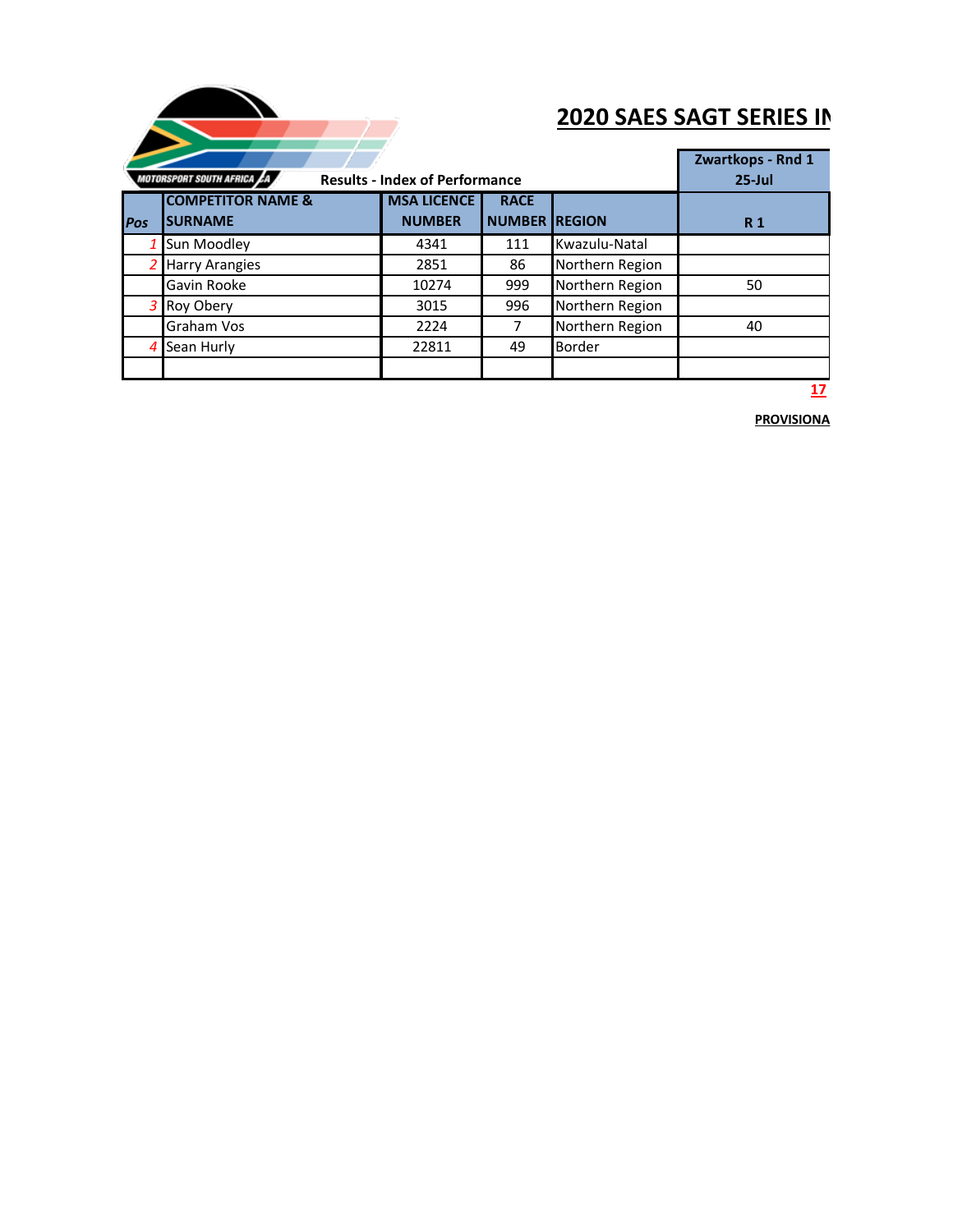## 2020 SAES SAGT SERIES IN

MOTORSPORT SOUTH AFRICA

Results - Index of Performance

| Pos | COMPETITOR NAME & SURNAME | MSA LICENCE NUMBER | RACE NUMBER | REGION | Zwartkops - Rnd 1 25-Jul R 1 |
|---|---|---|---|---|---|
| *1* | Sun Moodley | 4341 | 111 | Kwazulu-Natal | |
| *2* | Harry Arangies | 2851 | 86 | Northern Region | |
| | Gavin Rooke | 10274 | 999 | Northern Region | 50 |
| *3* | Roy Obery | 3015 | 996 | Northern Region | |
| | Graham Vos | 2224 | 7 | Northern Region | 40 |
| *4* | Sean Hurly | 22811 | 49 | Border | |
| | | | | | |

**17**

**PROVISIONA**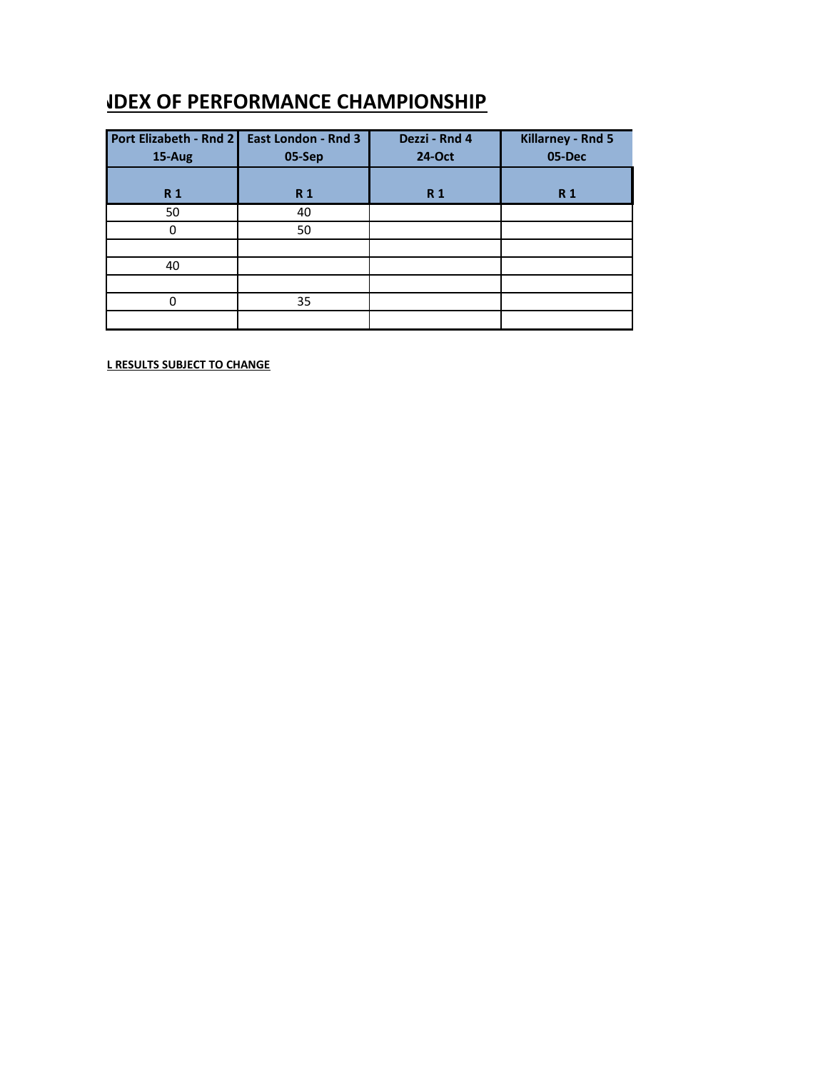# NDEX OF PERFORMANCE CHAMPIONSHIP

| Port Elizabeth - Rnd 2<br>15-Aug | East London - Rnd 3<br>05-Sep | Dezzi - Rnd 4<br>24-Oct | Killarney - Rnd 5<br>05-Dec |
|---|---|---|---|
| R 1 | R 1 | R 1 | R 1 |
| 50 | 40 | | |
| 0 | 50 | | |
| | | | |
| 40 | | | |
| | | | |
| 0 | 35 | | |
| | | | |

**L RESULTS SUBJECT TO CHANGE**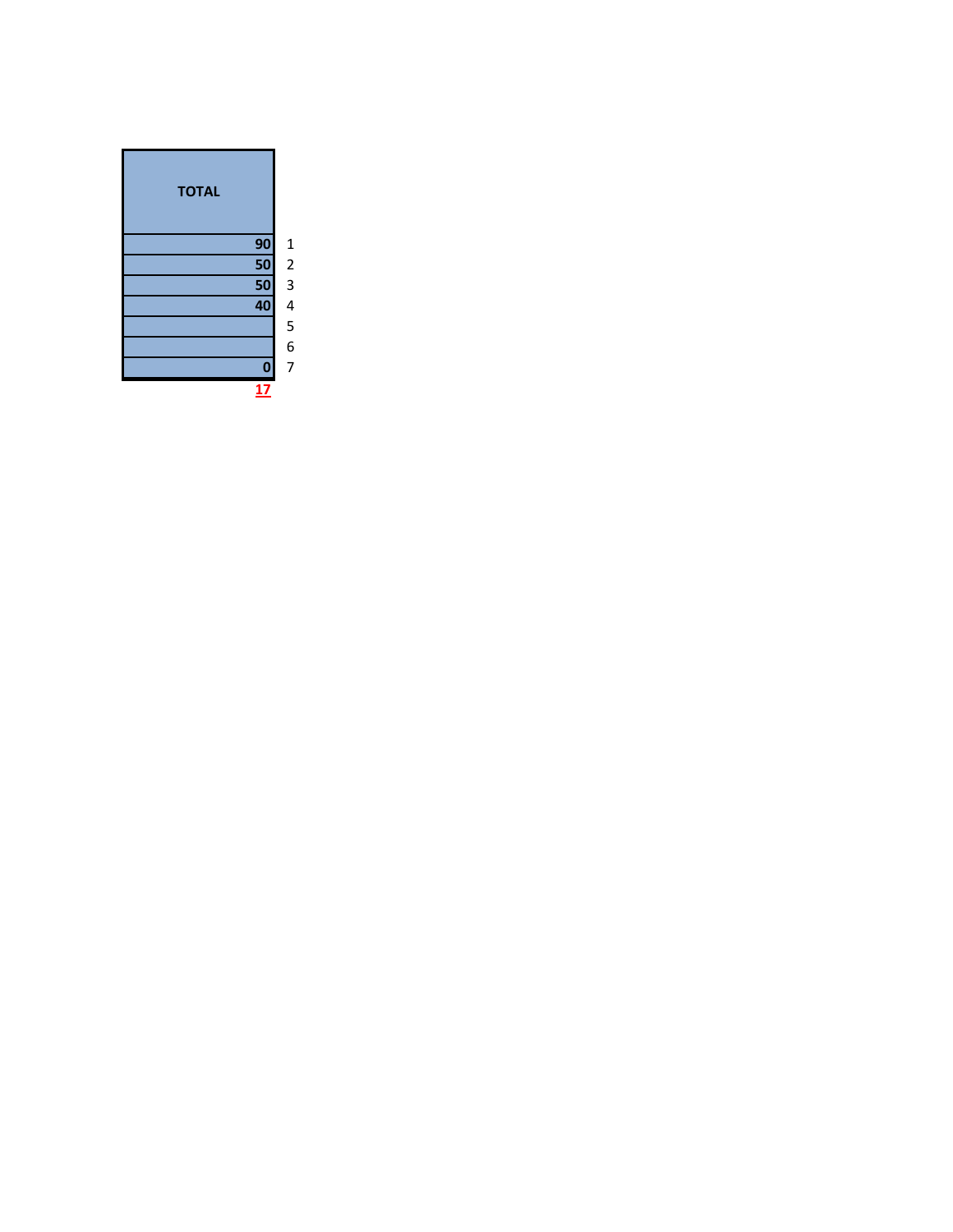| TOTAL | |
|---|---|
| 90 | 1 |
| 50 | 2 |
| 50 | 3 |
| 40 | 4 |
| | 5 |
| | 6 |
| 0 | 7 |
| **17** | |